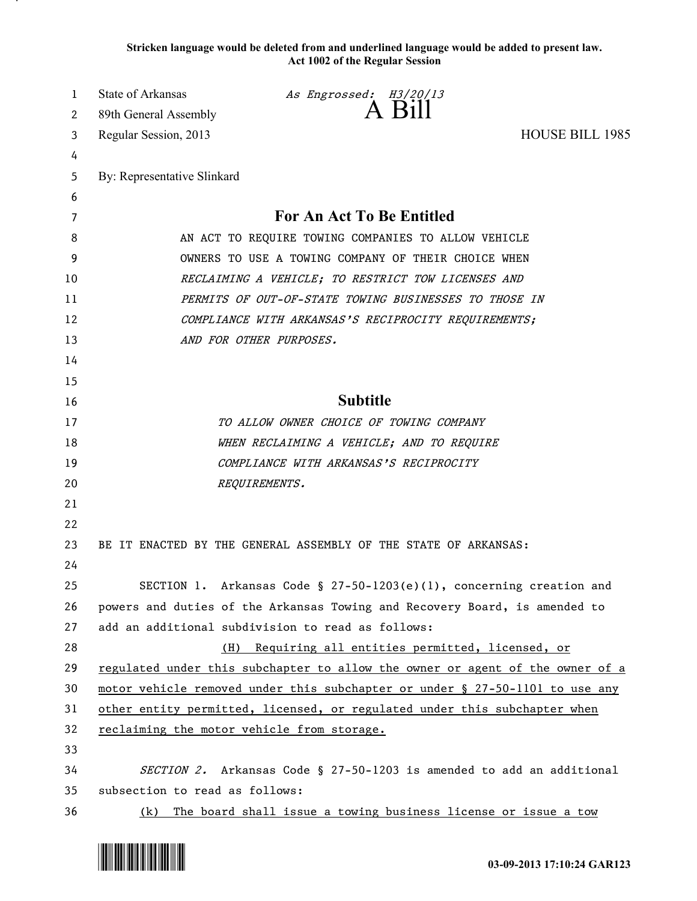**Stricken language would be deleted from and underlined language would be added to present law.**
**Act 1002 of the Regular Session**

State of Arkansas *As Engrossed: H3/20/13*
89th General Assembly **A Bill**
Regular Session, 2013 HOUSE BILL 1985

By: Representative Slinkard

## For An Act To Be Entitled

AN ACT TO REQUIRE TOWING COMPANIES TO ALLOW VEHICLE OWNERS TO USE A TOWING COMPANY OF THEIR CHOICE WHEN *RECLAIMING A VEHICLE; TO RESTRICT TOW LICENSES AND PERMITS OF OUT-OF-STATE TOWING BUSINESSES TO THOSE IN COMPLIANCE WITH ARKANSAS'S RECIPROCITY REQUIREMENTS; AND FOR OTHER PURPOSES.*

## Subtitle

*TO ALLOW OWNER CHOICE OF TOWING COMPANY WHEN RECLAIMING A VEHICLE; AND TO REQUIRE COMPLIANCE WITH ARKANSAS'S RECIPROCITY REQUIREMENTS.*

BE IT ENACTED BY THE GENERAL ASSEMBLY OF THE STATE OF ARKANSAS:

SECTION 1. Arkansas Code § 27-50-1203(e)(1), concerning creation and powers and duties of the Arkansas Towing and Recovery Board, is amended to add an additional subdivision to read as follows:

<u>(H) Requiring all entities permitted, licensed, or regulated under this subchapter to allow the owner or agent of the owner of a motor vehicle removed under this subchapter or under § 27-50-1101 to use any other entity permitted, licensed, or regulated under this subchapter when reclaiming the motor vehicle from storage.</u>

*SECTION 2.* Arkansas Code § 27-50-1203 is amended to add an additional subsection to read as follows:

<u>(k) The board shall issue a towing business license or issue a tow</u>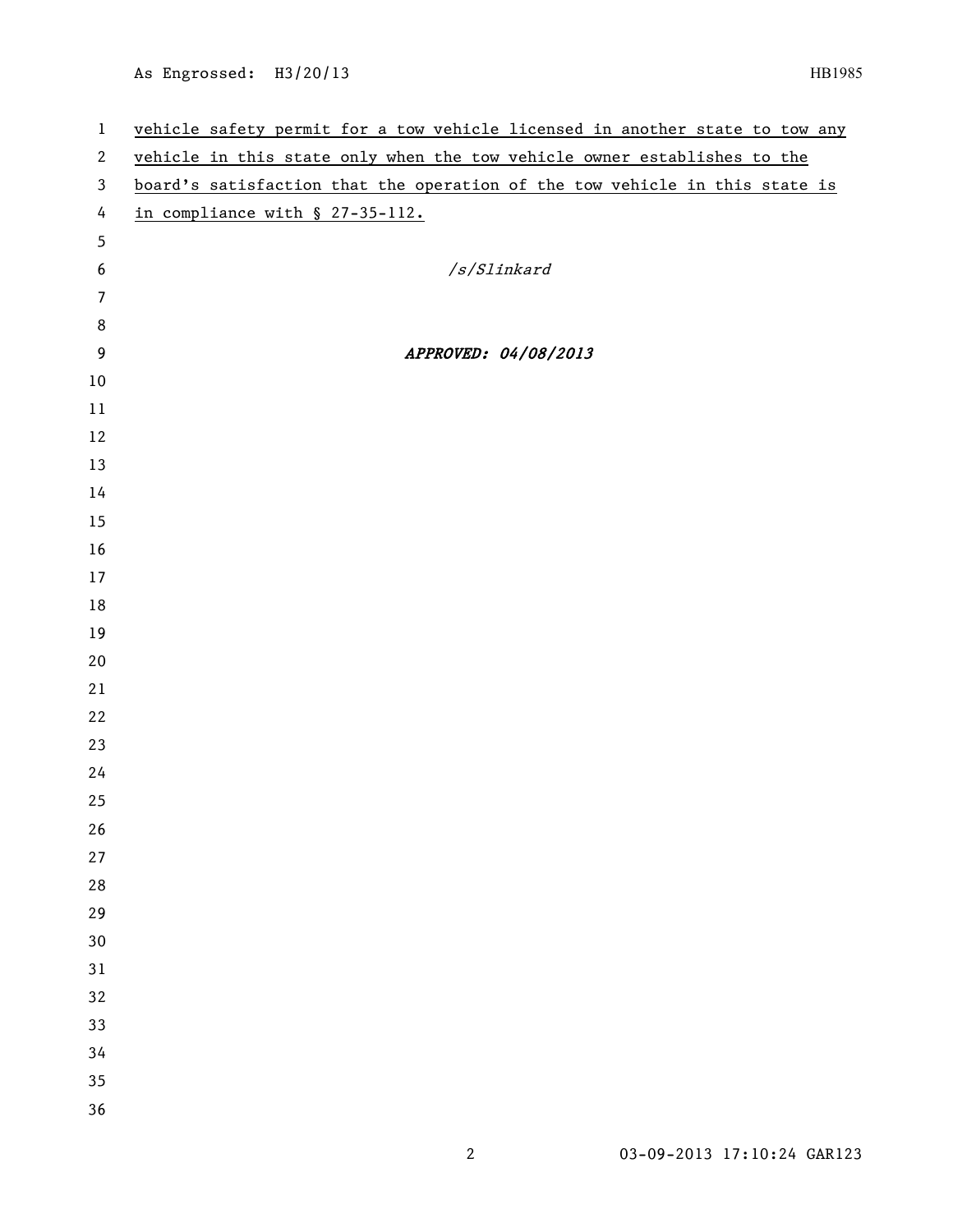vehicle safety permit for a tow vehicle licensed in another state to tow any vehicle in this state only when the tow vehicle owner establishes to the board's satisfaction that the operation of the tow vehicle in this state is in compliance with § 27-35-112.

*/s/Slinkard*

***APPROVED: 04/08/2013***